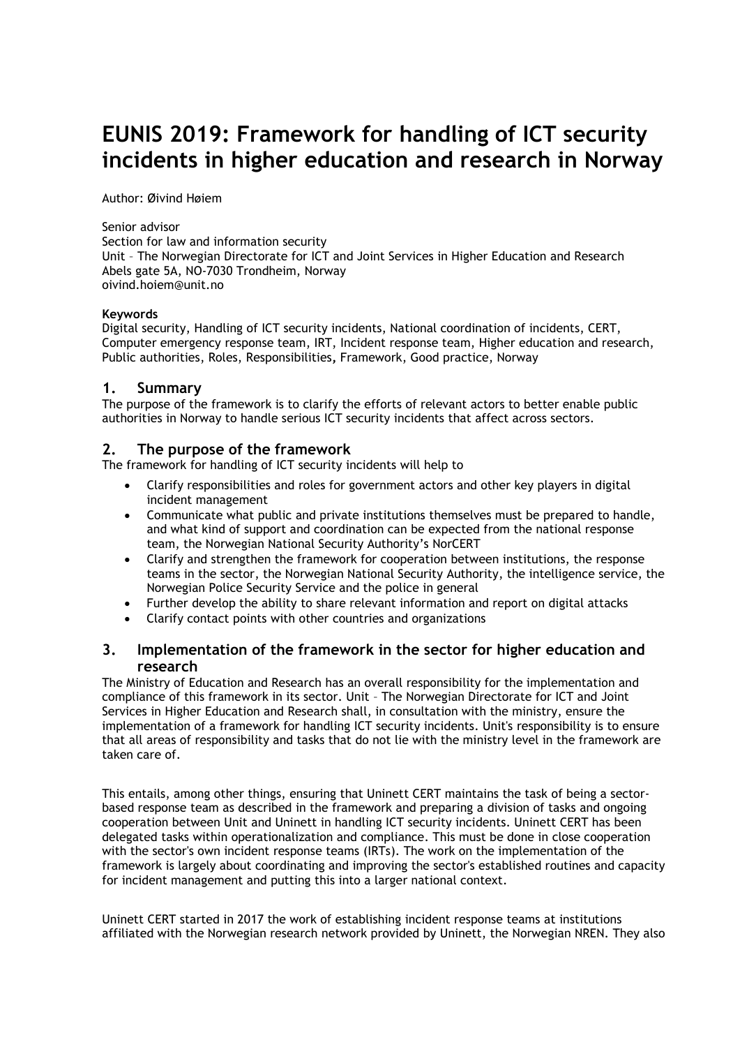# EUNIS 2019: Framework for handling of ICT security incidents in higher education and research in Norway

Author: Øivind Høiem

Senior advisor
Section for law and information security
Unit – The Norwegian Directorate for ICT and Joint Services in Higher Education and Research
Abels gate 5A, NO-7030 Trondheim, Norway
oivind.hoiem@unit.no

**Keywords**
Digital security, Handling of ICT security incidents, National coordination of incidents, CERT, Computer emergency response team, IRT, Incident response team, Higher education and research, Public authorities, Roles, Responsibilities, Framework, Good practice, Norway

## 1. Summary

The purpose of the framework is to clarify the efforts of relevant actors to better enable public authorities in Norway to handle serious ICT security incidents that affect across sectors.

## 2. The purpose of the framework

The framework for handling of ICT security incidents will help to

- Clarify responsibilities and roles for government actors and other key players in digital incident management
- Communicate what public and private institutions themselves must be prepared to handle, and what kind of support and coordination can be expected from the national response team, the Norwegian National Security Authority's NorCERT
- Clarify and strengthen the framework for cooperation between institutions, the response teams in the sector, the Norwegian National Security Authority, the intelligence service, the Norwegian Police Security Service and the police in general
- Further develop the ability to share relevant information and report on digital attacks
- Clarify contact points with other countries and organizations

## 3. Implementation of the framework in the sector for higher education and research

The Ministry of Education and Research has an overall responsibility for the implementation and compliance of this framework in its sector. Unit – The Norwegian Directorate for ICT and Joint Services in Higher Education and Research shall, in consultation with the ministry, ensure the implementation of a framework for handling ICT security incidents. Unit's responsibility is to ensure that all areas of responsibility and tasks that do not lie with the ministry level in the framework are taken care of.

This entails, among other things, ensuring that Uninett CERT maintains the task of being a sector-based response team as described in the framework and preparing a division of tasks and ongoing cooperation between Unit and Uninett in handling ICT security incidents. Uninett CERT has been delegated tasks within operationalization and compliance. This must be done in close cooperation with the sector's own incident response teams (IRTs). The work on the implementation of the framework is largely about coordinating and improving the sector's established routines and capacity for incident management and putting this into a larger national context.

Uninett CERT started in 2017 the work of establishing incident response teams at institutions affiliated with the Norwegian research network provided by Uninett, the Norwegian NREN. They also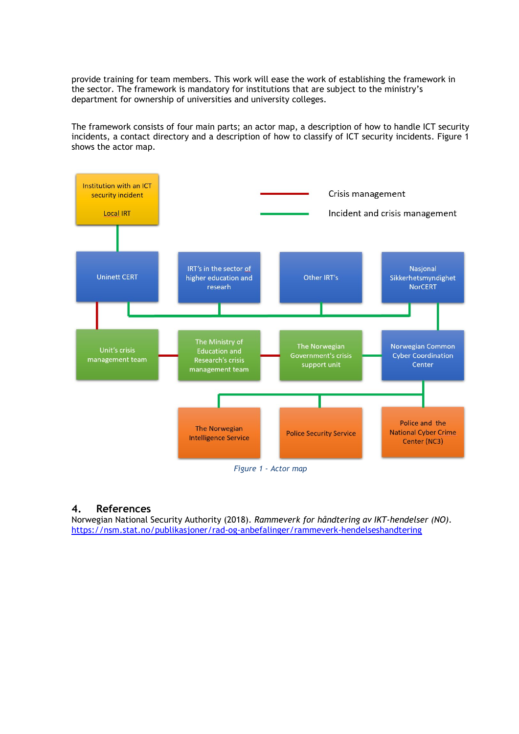provide training for team members. This work will ease the work of establishing the framework in the sector. The framework is mandatory for institutions that are subject to the ministry's department for ownership of universities and university colleges.

The framework consists of four main parts; an actor map, a description of how to handle ICT security incidents, a contact directory and a description of how to classify of ICT security incidents. Figure 1 shows the actor map.

*Figure 1 - Actor map*

## 4. References

Norwegian National Security Authority (2018). *Rammeverk for håndtering av IKT-hendelser (NO)*. https://nsm.stat.no/publikasjoner/rad-og-anbefalinger/rammeverk-hendelseshandtering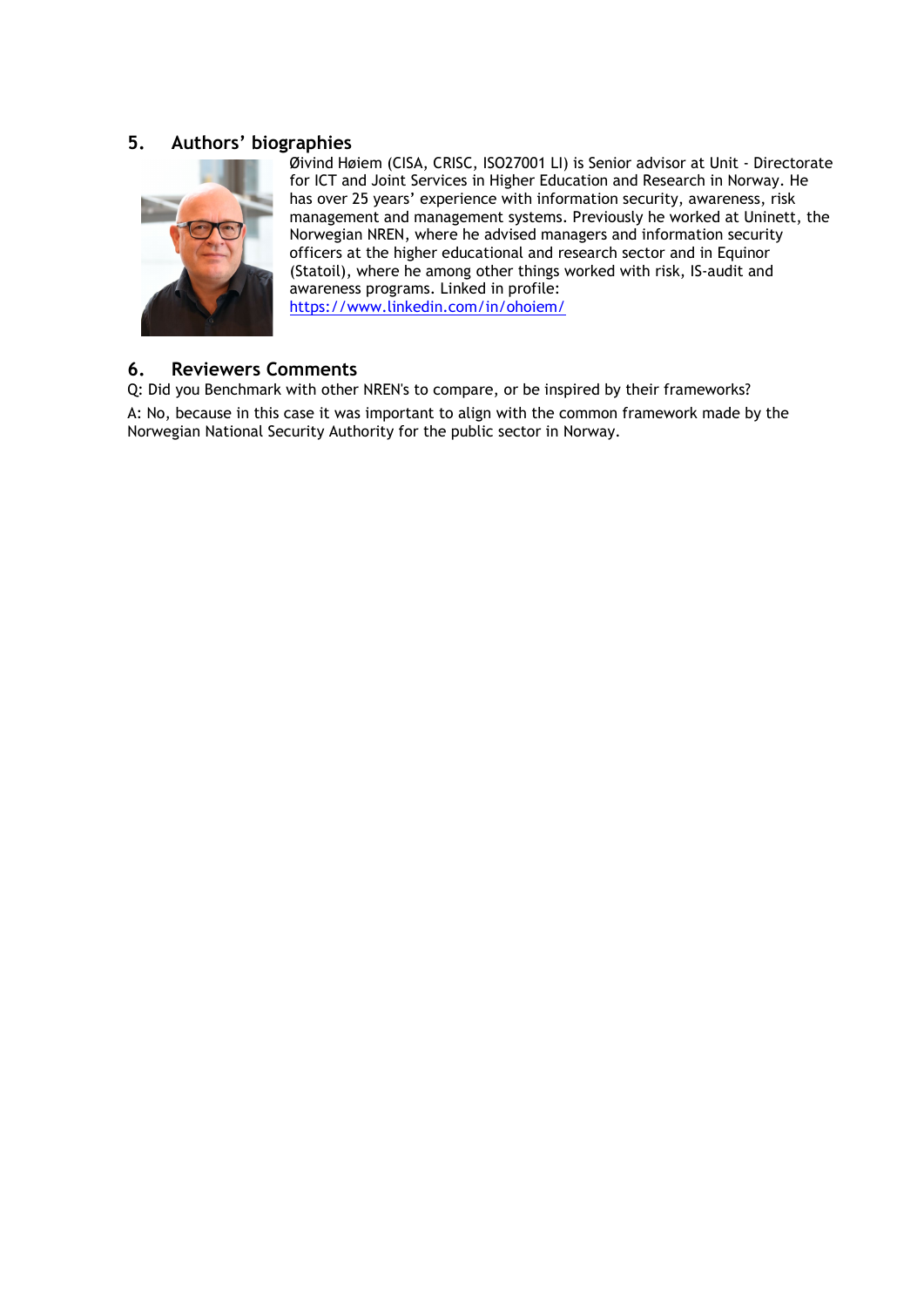## 5. Authors' biographies

Øivind Høiem (CISA, CRISC, ISO27001 LI) is Senior advisor at Unit - Directorate for ICT and Joint Services in Higher Education and Research in Norway. He has over 25 years' experience with information security, awareness, risk management and management systems. Previously he worked at Uninett, the Norwegian NREN, where he advised managers and information security officers at the higher educational and research sector and in Equinor (Statoil), where he among other things worked with risk, IS-audit and awareness programs. Linked in profile: https://www.linkedin.com/in/ohoiem/

## 6. Reviewers Comments

Q: Did you Benchmark with other NREN's to compare, or be inspired by their frameworks?

A: No, because in this case it was important to align with the common framework made by the Norwegian National Security Authority for the public sector in Norway.